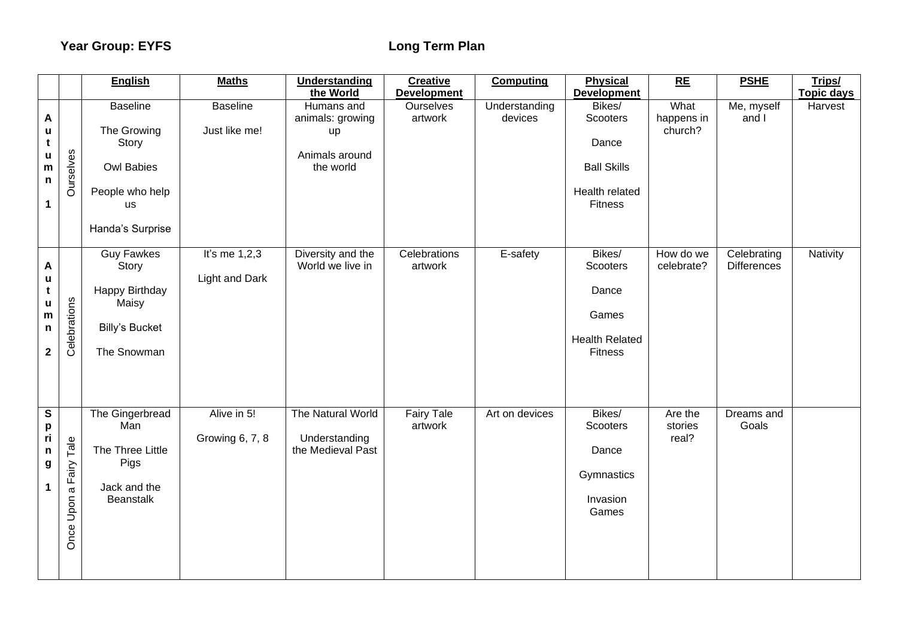**Year Group: EYFS** **Long Term Plan**

| | | **English** | **Maths** | **Understanding the World** | **Creative Development** | **Computing** | **Physical Development** | **RE** | **PSHE** | **Trips/ Topic days** |
|---|---|---|---|---|---|---|---|---|---|---|
| **Autumn 1** | Ourselves | Baseline<br><br>The Growing Story<br><br>Owl Babies<br><br>People who help us<br><br>Handa's Surprise | Baseline<br><br>Just like me! | Humans and animals: growing up<br><br>Animals around the world | Ourselves artwork | Understanding devices | Bikes/ Scooters<br><br>Dance<br><br>Ball Skills<br><br>Health related Fitness | What happens in church? | Me, myself and I | Harvest |
| **Autumn 2** | Celebrations | Guy Fawkes Story<br><br>Happy Birthday Maisy<br><br>Billy's Bucket<br><br>The Snowman | It's me 1,2,3<br><br>Light and Dark | Diversity and the World we live in | Celebrations artwork | E-safety | Bikes/ Scooters<br><br>Dance<br><br>Games<br><br>Health Related Fitness | How do we celebrate? | Celebrating Differences | Nativity |
| **Spring 1** | Once Upon a Fairy Tale | The Gingerbread Man<br><br>The Three Little Pigs<br><br>Jack and the Beanstalk | Alive in 5!<br><br>Growing 6, 7, 8 | The Natural World<br><br>Understanding the Medieval Past | Fairy Tale artwork | Art on devices | Bikes/ Scooters<br><br>Dance<br><br>Gymnastics<br><br>Invasion Games | Are the stories real? | Dreams and Goals | |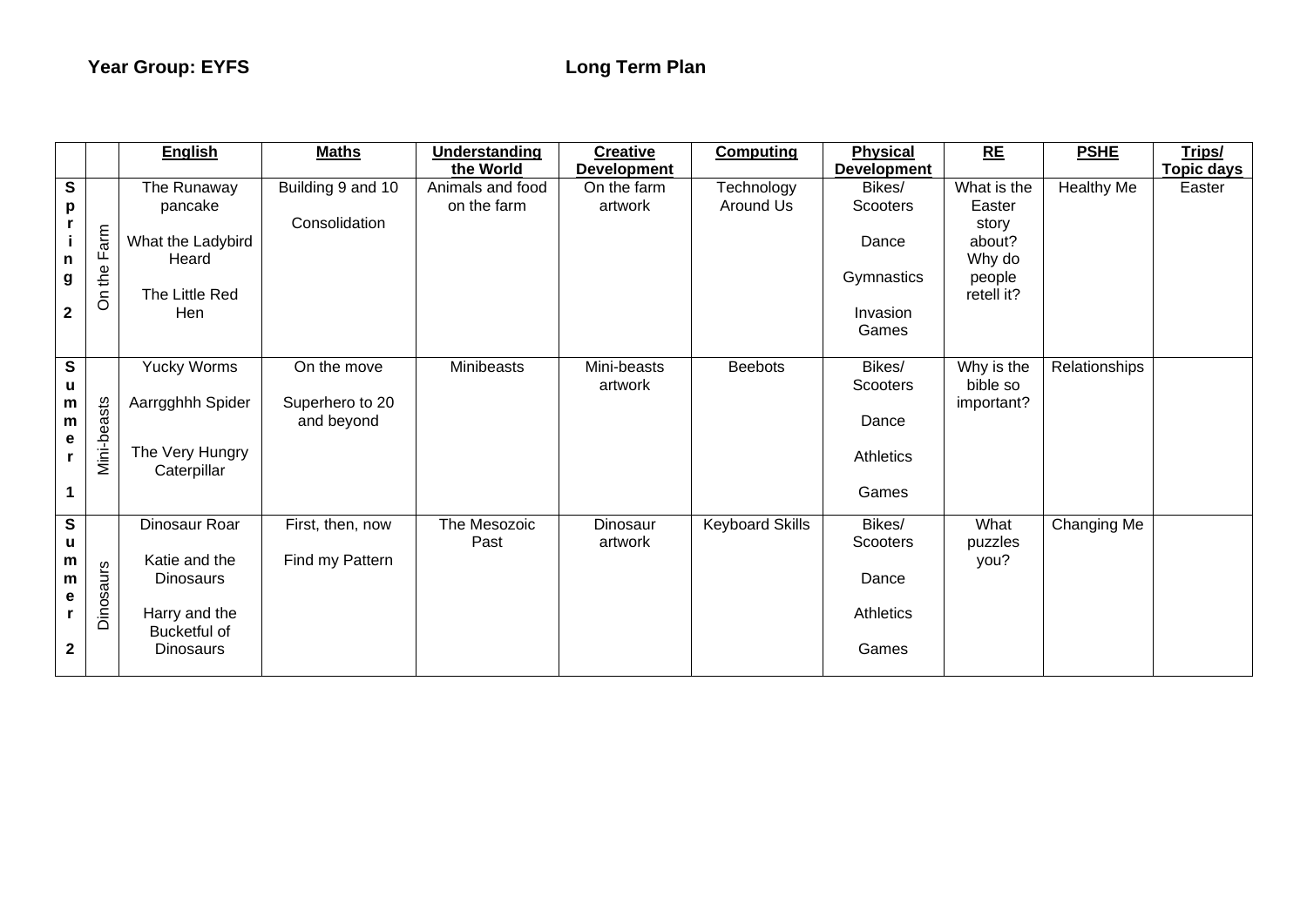**Year Group: EYFS** **Long Term Plan**

| | | **English** | **Maths** | **Understanding the World** | **Creative Development** | **Computing** | **Physical Development** | **RE** | **PSHE** | **Trips/ Topic days** |
|---|---|---|---|---|---|---|---|---|---|---|
| **Spring 2** | On the Farm | The Runaway pancake<br><br>What the Ladybird Heard<br><br>The Little Red Hen | Building 9 and 10<br><br>Consolidation | Animals and food on the farm | On the farm artwork | Technology Around Us | Bikes/ Scooters<br><br>Dance<br><br>Gymnastics<br><br>Invasion Games | What is the Easter story about? Why do people retell it? | Healthy Me | Easter |
| **Summer 1** | Mini-beasts | Yucky Worms<br><br>Aarrgghhh Spider<br><br>The Very Hungry Caterpillar | On the move<br><br>Superhero to 20 and beyond | Minibeasts | Mini-beasts artwork | Beebots | Bikes/ Scooters<br><br>Dance<br><br>Athletics<br><br>Games | Why is the bible so important? | Relationships | |
| **Summer 2** | Dinosaurs | Dinosaur Roar<br><br>Katie and the Dinosaurs<br><br>Harry and the Bucketful of Dinosaurs | First, then, now<br><br>Find my Pattern | The Mesozoic Past | Dinosaur artwork | Keyboard Skills | Bikes/ Scooters<br><br>Dance<br><br>Athletics<br><br>Games | What puzzles you? | Changing Me | |